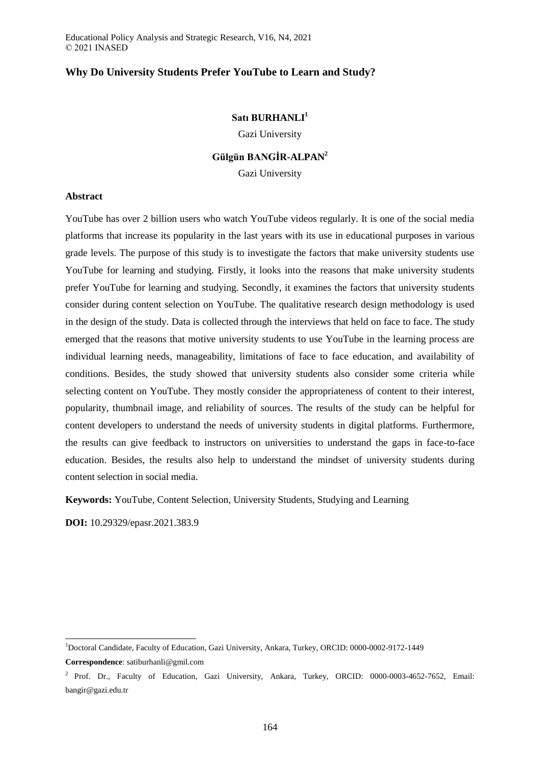# Why Do University Students Prefer YouTube to Learn and Study?

**Satı BURHANLI**[1]

Gazi University

**Gülgün BANGİR-ALPAN**[2]

Gazi University

## Abstract

YouTube has over 2 billion users who watch YouTube videos regularly. It is one of the social media platforms that increase its popularity in the last years with its use in educational purposes in various grade levels. The purpose of this study is to investigate the factors that make university students use YouTube for learning and studying. Firstly, it looks into the reasons that make university students prefer YouTube for learning and studying. Secondly, it examines the factors that university students consider during content selection on YouTube. The qualitative research design methodology is used in the design of the study. Data is collected through the interviews that held on face to face. The study emerged that the reasons that motive university students to use YouTube in the learning process are individual learning needs, manageability, limitations of face to face education, and availability of conditions. Besides, the study showed that university students also consider some criteria while selecting content on YouTube. They mostly consider the appropriateness of content to their interest, popularity, thumbnail image, and reliability of sources. The results of the study can be helpful for content developers to understand the needs of university students in digital platforms. Furthermore, the results can give feedback to instructors on universities to understand the gaps in face-to-face education. Besides, the results also help to understand the mindset of university students during content selection in social media.

**Keywords:** YouTube, Content Selection, University Students, Studying and Learning

**DOI:** 10.29329/epasr.2021.383.9

---

[1]Doctoral Candidate, Faculty of Education, Gazi University, Ankara, Turkey, ORCID: 0000-0002-9172-1449

**Correspondence**: satiburhanli@gmil.com

[2] Prof. Dr., Faculty of Education, Gazi University, Ankara, Turkey, ORCID: 0000-0003-4652-7652, Email: bangir@gazi.edu.tr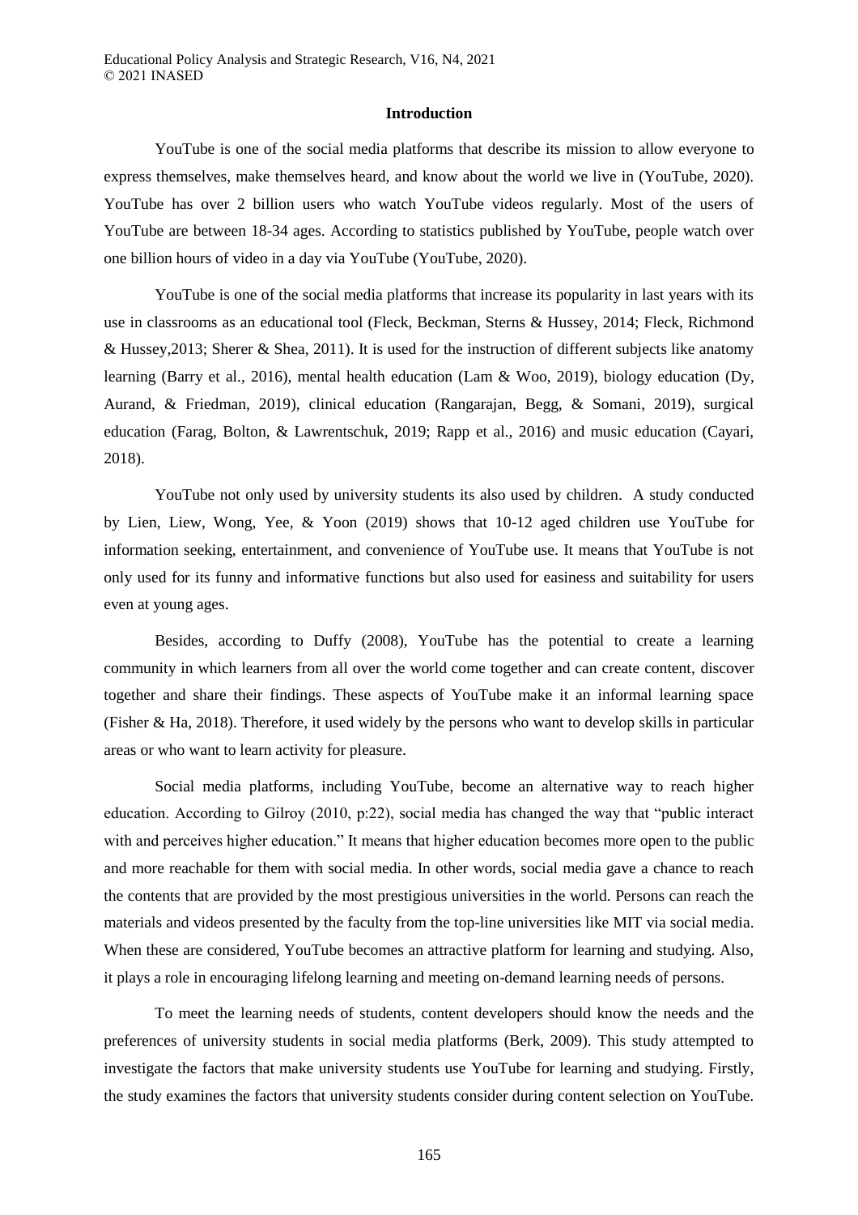## Introduction

YouTube is one of the social media platforms that describe its mission to allow everyone to express themselves, make themselves heard, and know about the world we live in (YouTube, 2020). YouTube has over 2 billion users who watch YouTube videos regularly. Most of the users of YouTube are between 18-34 ages. According to statistics published by YouTube, people watch over one billion hours of video in a day via YouTube (YouTube, 2020).

YouTube is one of the social media platforms that increase its popularity in last years with its use in classrooms as an educational tool (Fleck, Beckman, Sterns & Hussey, 2014; Fleck, Richmond & Hussey,2013; Sherer & Shea, 2011). It is used for the instruction of different subjects like anatomy learning (Barry et al., 2016), mental health education (Lam & Woo, 2019), biology education (Dy, Aurand, & Friedman, 2019), clinical education (Rangarajan, Begg, & Somani, 2019), surgical education (Farag, Bolton, & Lawrentschuk, 2019; Rapp et al., 2016) and music education (Cayari, 2018).

YouTube not only used by university students its also used by children. A study conducted by Lien, Liew, Wong, Yee, & Yoon (2019) shows that 10-12 aged children use YouTube for information seeking, entertainment, and convenience of YouTube use. It means that YouTube is not only used for its funny and informative functions but also used for easiness and suitability for users even at young ages.

Besides, according to Duffy (2008), YouTube has the potential to create a learning community in which learners from all over the world come together and can create content, discover together and share their findings. These aspects of YouTube make it an informal learning space (Fisher & Ha, 2018). Therefore, it used widely by the persons who want to develop skills in particular areas or who want to learn activity for pleasure.

Social media platforms, including YouTube, become an alternative way to reach higher education. According to Gilroy (2010, p:22), social media has changed the way that "public interact with and perceives higher education." It means that higher education becomes more open to the public and more reachable for them with social media. In other words, social media gave a chance to reach the contents that are provided by the most prestigious universities in the world. Persons can reach the materials and videos presented by the faculty from the top-line universities like MIT via social media. When these are considered, YouTube becomes an attractive platform for learning and studying. Also, it plays a role in encouraging lifelong learning and meeting on-demand learning needs of persons.

To meet the learning needs of students, content developers should know the needs and the preferences of university students in social media platforms (Berk, 2009). This study attempted to investigate the factors that make university students use YouTube for learning and studying. Firstly, the study examines the factors that university students consider during content selection on YouTube.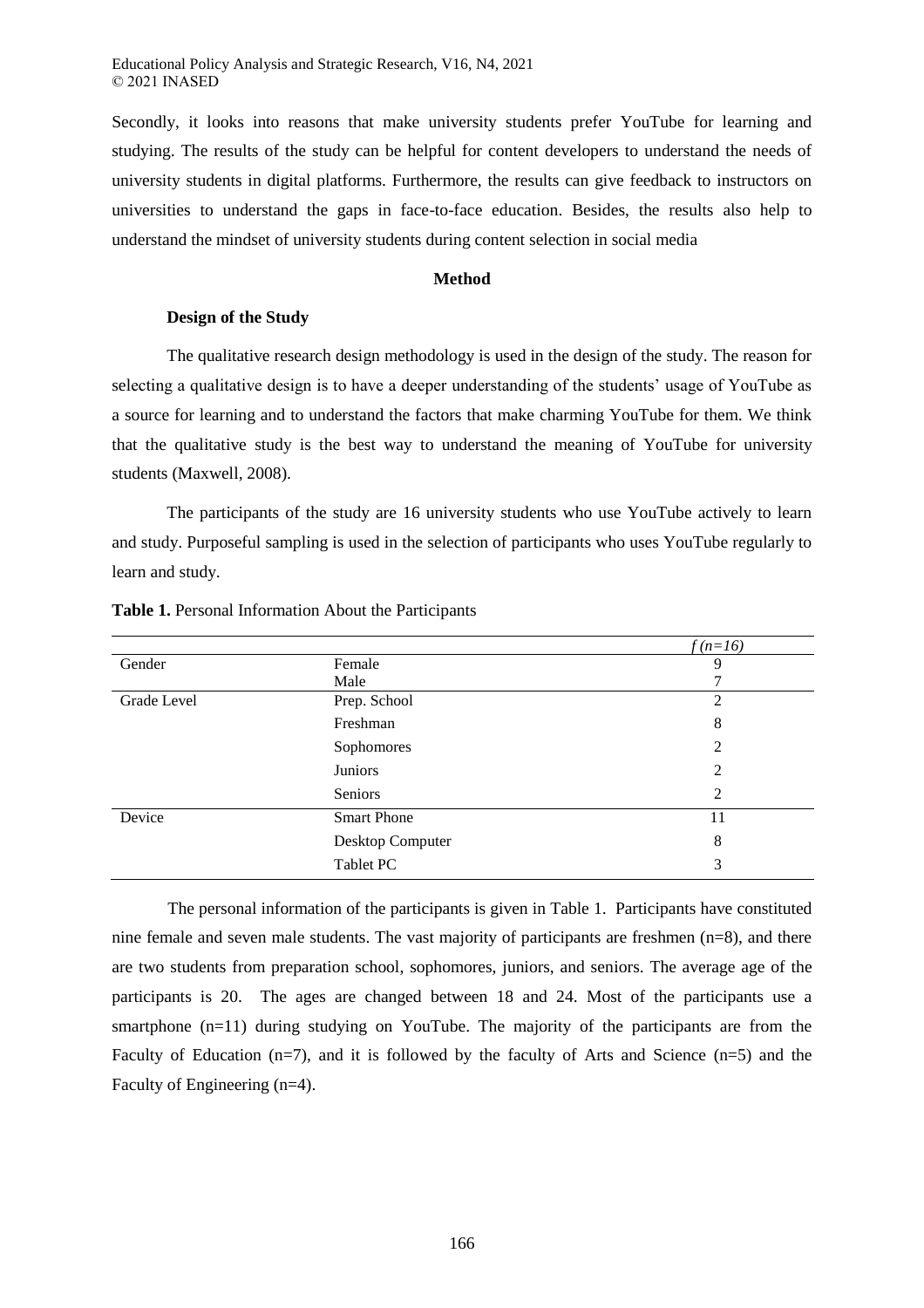Secondly, it looks into reasons that make university students prefer YouTube for learning and studying. The results of the study can be helpful for content developers to understand the needs of university students in digital platforms. Furthermore, the results can give feedback to instructors on universities to understand the gaps in face-to-face education. Besides, the results also help to understand the mindset of university students during content selection in social media

## Method

### Design of the Study

The qualitative research design methodology is used in the design of the study. The reason for selecting a qualitative design is to have a deeper understanding of the students' usage of YouTube as a source for learning and to understand the factors that make charming YouTube for them. We think that the qualitative study is the best way to understand the meaning of YouTube for university students (Maxwell, 2008).

The participants of the study are 16 university students who use YouTube actively to learn and study. Purposeful sampling is used in the selection of participants who uses YouTube regularly to learn and study.

**Table 1.** Personal Information About the Participants

| | | *f (n=16)* |
|---|---|---|
| Gender | Female | 9 |
| | Male | 7 |
| Grade Level | Prep. School | 2 |
| | Freshman | 8 |
| | Sophomores | 2 |
| | Juniors | 2 |
| | Seniors | 2 |
| Device | Smart Phone | 11 |
| | Desktop Computer | 8 |
| | Tablet PC | 3 |

The personal information of the participants is given in Table 1. Participants have constituted nine female and seven male students. The vast majority of participants are freshmen (n=8), and there are two students from preparation school, sophomores, juniors, and seniors. The average age of the participants is 20. The ages are changed between 18 and 24. Most of the participants use a smartphone (n=11) during studying on YouTube. The majority of the participants are from the Faculty of Education (n=7), and it is followed by the faculty of Arts and Science (n=5) and the Faculty of Engineering (n=4).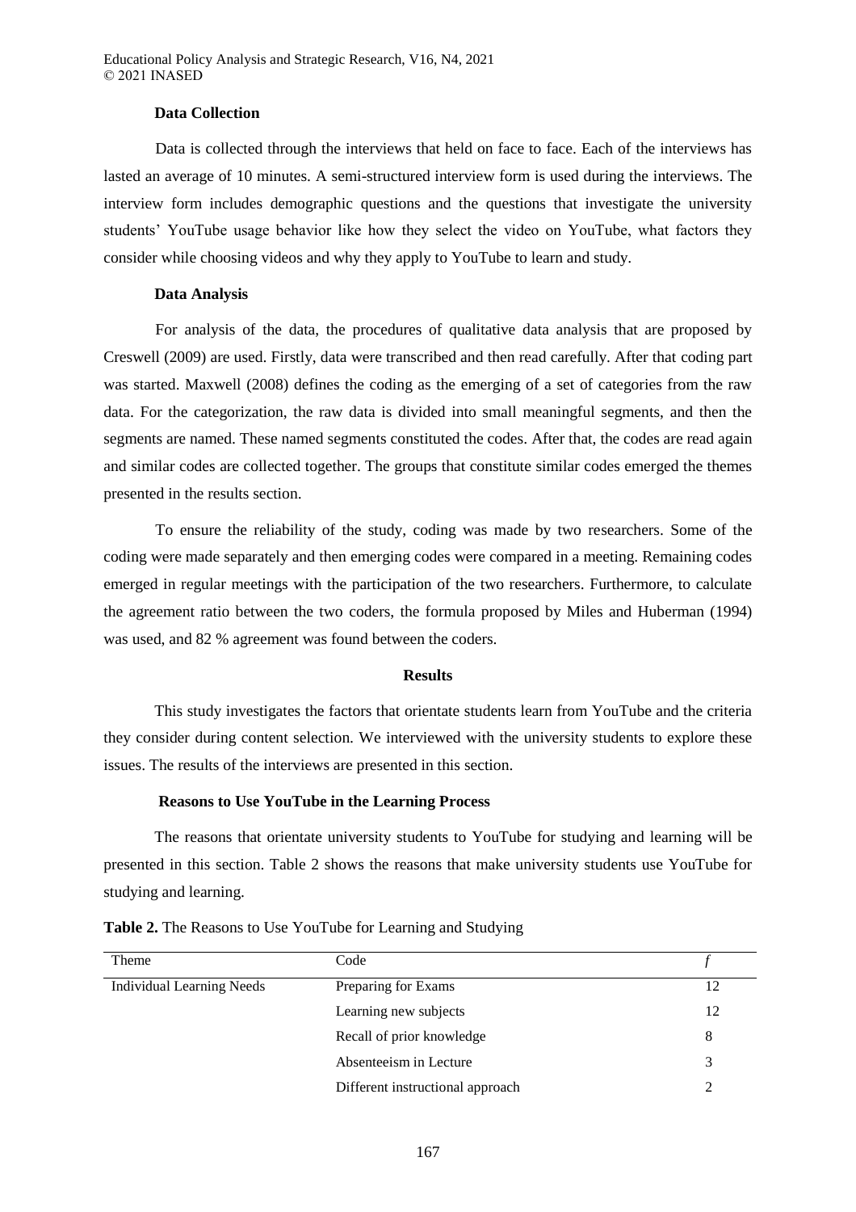### Data Collection

Data is collected through the interviews that held on face to face. Each of the interviews has lasted an average of 10 minutes. A semi-structured interview form is used during the interviews. The interview form includes demographic questions and the questions that investigate the university students' YouTube usage behavior like how they select the video on YouTube, what factors they consider while choosing videos and why they apply to YouTube to learn and study.

### Data Analysis

For analysis of the data, the procedures of qualitative data analysis that are proposed by Creswell (2009) are used. Firstly, data were transcribed and then read carefully. After that coding part was started. Maxwell (2008) defines the coding as the emerging of a set of categories from the raw data. For the categorization, the raw data is divided into small meaningful segments, and then the segments are named. These named segments constituted the codes. After that, the codes are read again and similar codes are collected together. The groups that constitute similar codes emerged the themes presented in the results section.

To ensure the reliability of the study, coding was made by two researchers. Some of the coding were made separately and then emerging codes were compared in a meeting. Remaining codes emerged in regular meetings with the participation of the two researchers. Furthermore, to calculate the agreement ratio between the two coders, the formula proposed by Miles and Huberman (1994) was used, and 82 % agreement was found between the coders.

## Results

This study investigates the factors that orientate students learn from YouTube and the criteria they consider during content selection. We interviewed with the university students to explore these issues. The results of the interviews are presented in this section.

### Reasons to Use YouTube in the Learning Process

The reasons that orientate university students to YouTube for studying and learning will be presented in this section. Table 2 shows the reasons that make university students use YouTube for studying and learning.

**Table 2.** The Reasons to Use YouTube for Learning and Studying

| Theme | Code | *f* |
|---|---|---|
| Individual Learning Needs | Preparing for Exams | 12 |
| | Learning new subjects | 12 |
| | Recall of prior knowledge | 8 |
| | Absenteeism in Lecture | 3 |
| | Different instructional approach | 2 |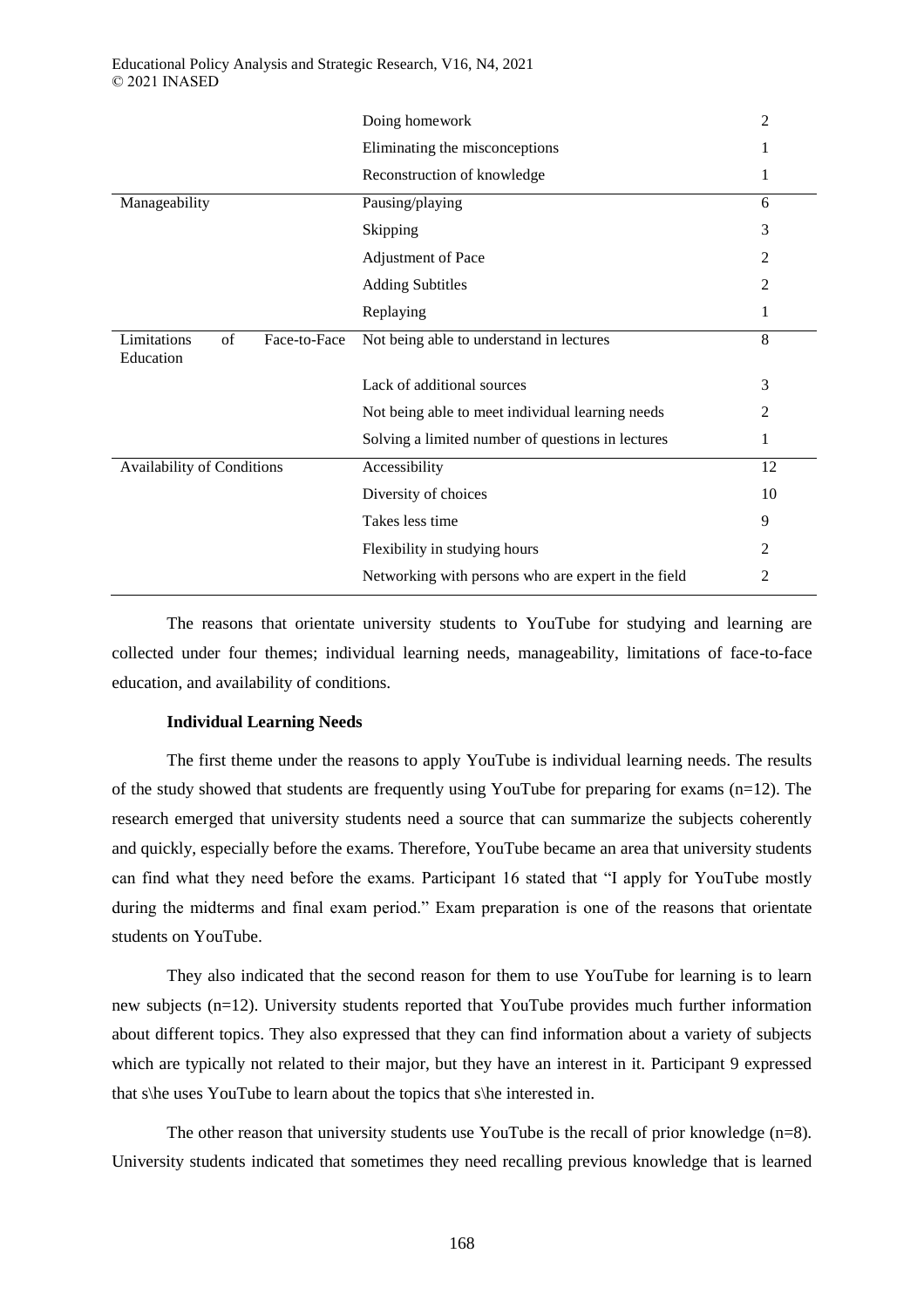|  |  |  |
| --- | --- | --- |
|  | Doing homework | 2 |
|  | Eliminating the misconceptions | 1 |
|  | Reconstruction of knowledge | 1 |
| Manageability | Pausing/playing | 6 |
|  | Skipping | 3 |
|  | Adjustment of Pace | 2 |
|  | Adding Subtitles | 2 |
|  | Replaying | 1 |
| Limitations of Face-to-Face Education | Not being able to understand in lectures | 8 |
|  | Lack of additional sources | 3 |
|  | Not being able to meet individual learning needs | 2 |
|  | Solving a limited number of questions in lectures | 1 |
| Availability of Conditions | Accessibility | 12 |
|  | Diversity of choices | 10 |
|  | Takes less time | 9 |
|  | Flexibility in studying hours | 2 |
|  | Networking with persons who are expert in the field | 2 |

The reasons that orientate university students to YouTube for studying and learning are collected under four themes; individual learning needs, manageability, limitations of face-to-face education, and availability of conditions.

**Individual Learning Needs**

The first theme under the reasons to apply YouTube is individual learning needs. The results of the study showed that students are frequently using YouTube for preparing for exams (n=12). The research emerged that university students need a source that can summarize the subjects coherently and quickly, especially before the exams. Therefore, YouTube became an area that university students can find what they need before the exams. Participant 16 stated that "I apply for YouTube mostly during the midterms and final exam period." Exam preparation is one of the reasons that orientate students on YouTube.

They also indicated that the second reason for them to use YouTube for learning is to learn new subjects (n=12). University students reported that YouTube provides much further information about different topics. They also expressed that they can find information about a variety of subjects which are typically not related to their major, but they have an interest in it. Participant 9 expressed that s\he uses YouTube to learn about the topics that s\he interested in.

The other reason that university students use YouTube is the recall of prior knowledge (n=8). University students indicated that sometimes they need recalling previous knowledge that is learned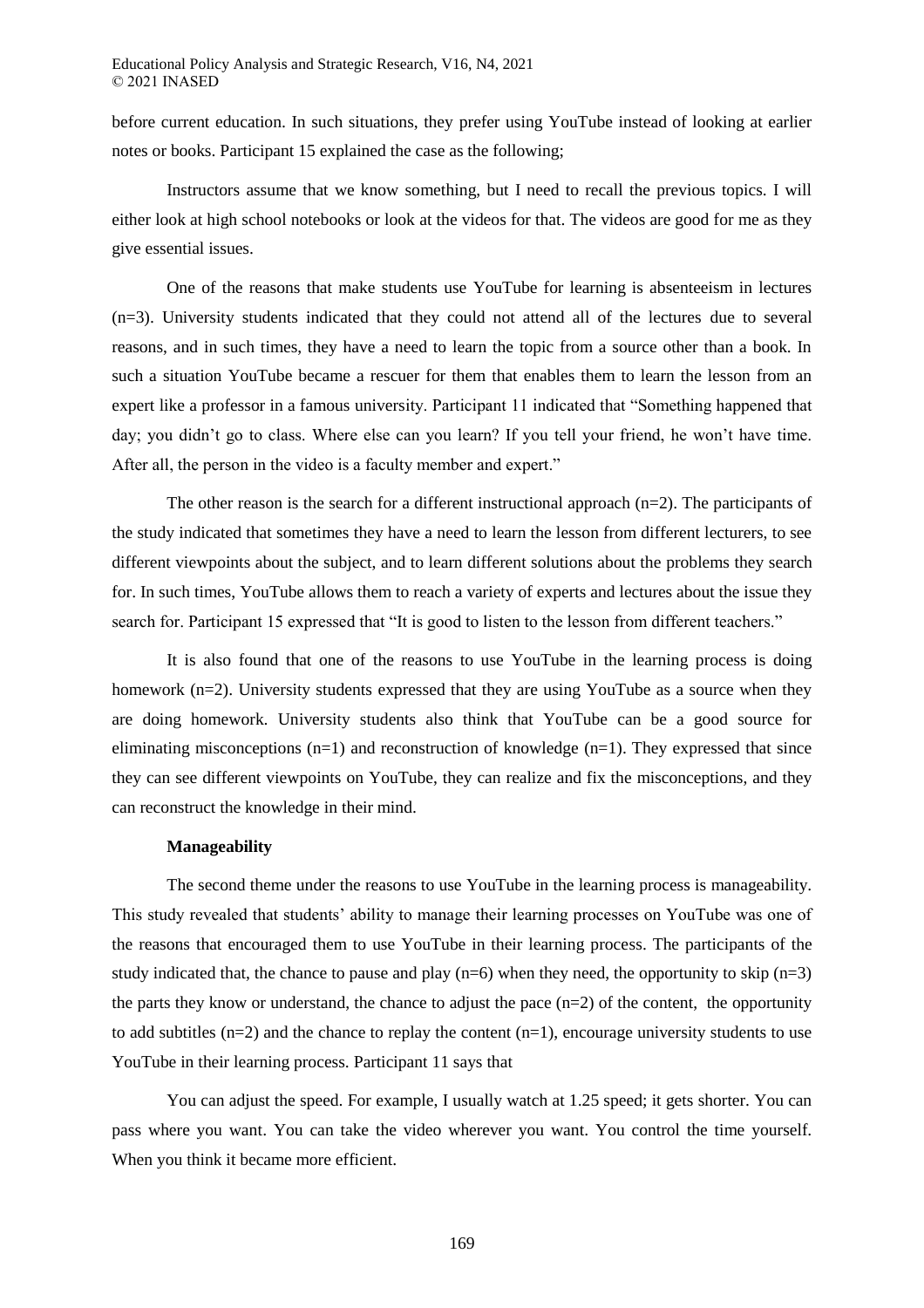before current education. In such situations, they prefer using YouTube instead of looking at earlier notes or books. Participant 15 explained the case as the following;

Instructors assume that we know something, but I need to recall the previous topics. I will either look at high school notebooks or look at the videos for that. The videos are good for me as they give essential issues.

One of the reasons that make students use YouTube for learning is absenteeism in lectures (n=3). University students indicated that they could not attend all of the lectures due to several reasons, and in such times, they have a need to learn the topic from a source other than a book. In such a situation YouTube became a rescuer for them that enables them to learn the lesson from an expert like a professor in a famous university. Participant 11 indicated that "Something happened that day; you didn't go to class. Where else can you learn? If you tell your friend, he won't have time. After all, the person in the video is a faculty member and expert."

The other reason is the search for a different instructional approach (n=2). The participants of the study indicated that sometimes they have a need to learn the lesson from different lecturers, to see different viewpoints about the subject, and to learn different solutions about the problems they search for. In such times, YouTube allows them to reach a variety of experts and lectures about the issue they search for. Participant 15 expressed that "It is good to listen to the lesson from different teachers."

It is also found that one of the reasons to use YouTube in the learning process is doing homework (n=2). University students expressed that they are using YouTube as a source when they are doing homework. University students also think that YouTube can be a good source for eliminating misconceptions (n=1) and reconstruction of knowledge (n=1). They expressed that since they can see different viewpoints on YouTube, they can realize and fix the misconceptions, and they can reconstruct the knowledge in their mind.

**Manageability**

The second theme under the reasons to use YouTube in the learning process is manageability. This study revealed that students' ability to manage their learning processes on YouTube was one of the reasons that encouraged them to use YouTube in their learning process. The participants of the study indicated that, the chance to pause and play (n=6) when they need, the opportunity to skip (n=3) the parts they know or understand, the chance to adjust the pace (n=2) of the content, the opportunity to add subtitles (n=2) and the chance to replay the content (n=1), encourage university students to use YouTube in their learning process. Participant 11 says that

You can adjust the speed. For example, I usually watch at 1.25 speed; it gets shorter. You can pass where you want. You can take the video wherever you want. You control the time yourself. When you think it became more efficient.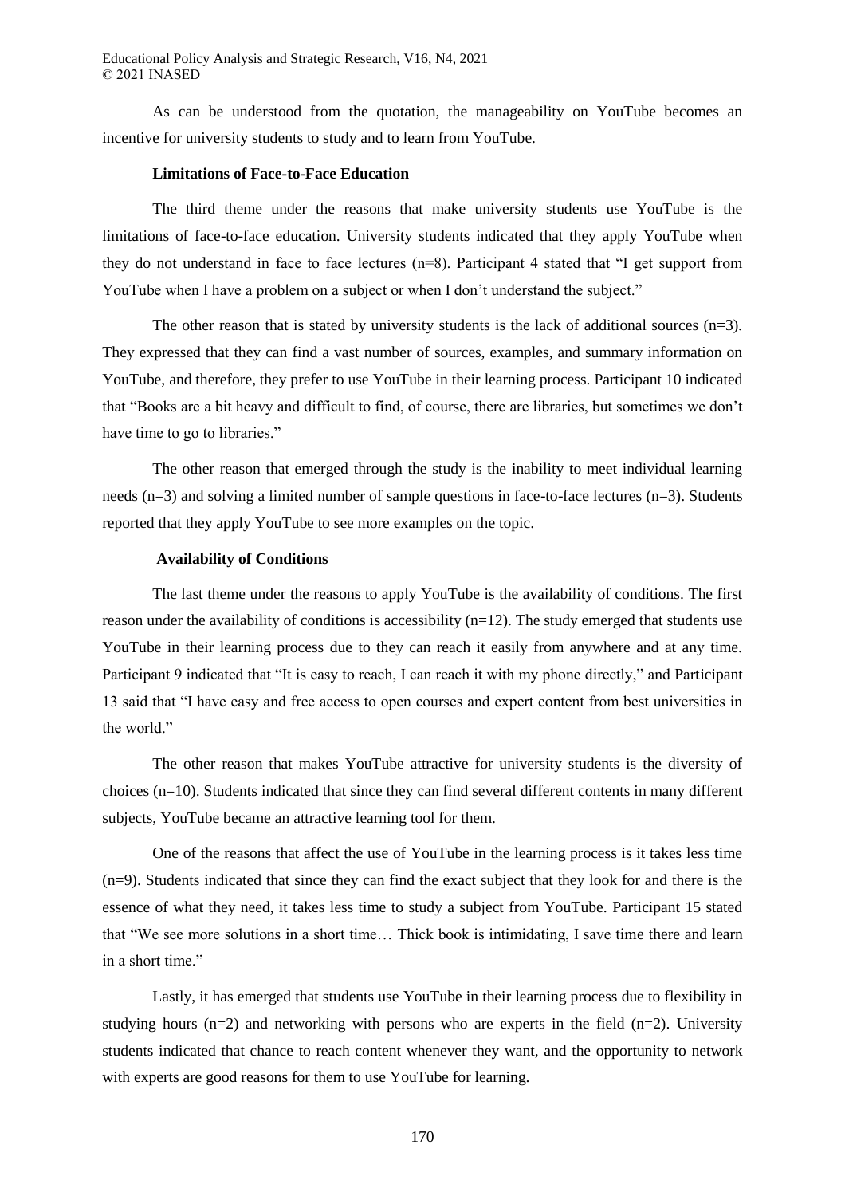As can be understood from the quotation, the manageability on YouTube becomes an incentive for university students to study and to learn from YouTube.

### Limitations of Face-to-Face Education

The third theme under the reasons that make university students use YouTube is the limitations of face-to-face education. University students indicated that they apply YouTube when they do not understand in face to face lectures (n=8). Participant 4 stated that "I get support from YouTube when I have a problem on a subject or when I don't understand the subject."

The other reason that is stated by university students is the lack of additional sources (n=3). They expressed that they can find a vast number of sources, examples, and summary information on YouTube, and therefore, they prefer to use YouTube in their learning process. Participant 10 indicated that "Books are a bit heavy and difficult to find, of course, there are libraries, but sometimes we don't have time to go to libraries."

The other reason that emerged through the study is the inability to meet individual learning needs (n=3) and solving a limited number of sample questions in face-to-face lectures (n=3). Students reported that they apply YouTube to see more examples on the topic.

### Availability of Conditions

The last theme under the reasons to apply YouTube is the availability of conditions. The first reason under the availability of conditions is accessibility (n=12). The study emerged that students use YouTube in their learning process due to they can reach it easily from anywhere and at any time. Participant 9 indicated that "It is easy to reach, I can reach it with my phone directly," and Participant 13 said that "I have easy and free access to open courses and expert content from best universities in the world."

The other reason that makes YouTube attractive for university students is the diversity of choices (n=10). Students indicated that since they can find several different contents in many different subjects, YouTube became an attractive learning tool for them.

One of the reasons that affect the use of YouTube in the learning process is it takes less time (n=9). Students indicated that since they can find the exact subject that they look for and there is the essence of what they need, it takes less time to study a subject from YouTube. Participant 15 stated that "We see more solutions in a short time… Thick book is intimidating, I save time there and learn in a short time."

Lastly, it has emerged that students use YouTube in their learning process due to flexibility in studying hours (n=2) and networking with persons who are experts in the field (n=2). University students indicated that chance to reach content whenever they want, and the opportunity to network with experts are good reasons for them to use YouTube for learning.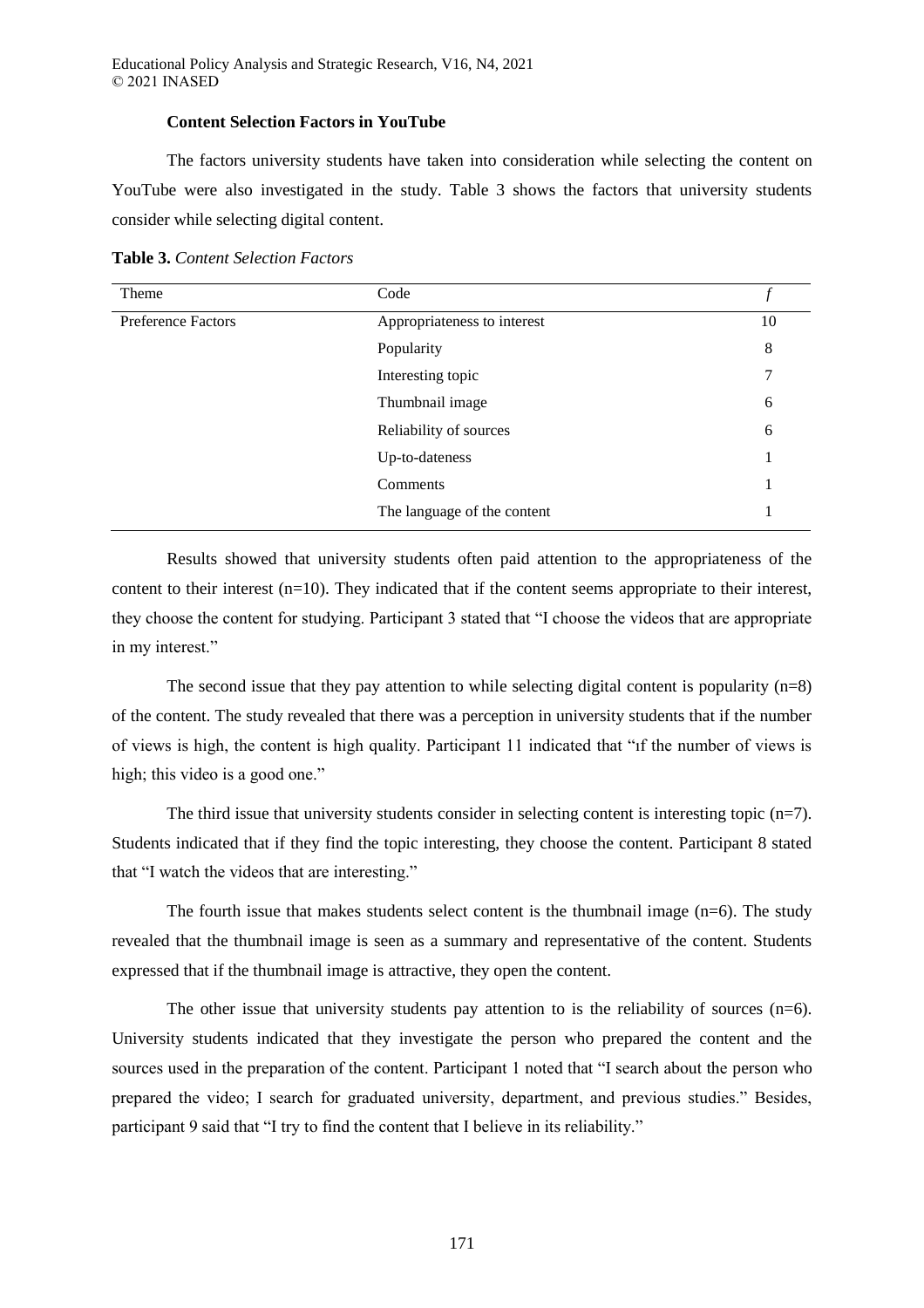### Content Selection Factors in YouTube

The factors university students have taken into consideration while selecting the content on YouTube were also investigated in the study. Table 3 shows the factors that university students consider while selecting digital content.

**Table 3.** *Content Selection Factors*

| Theme | Code | *f* |
|---|---|---|
| Preference Factors | Appropriateness to interest | 10 |
| | Popularity | 8 |
| | Interesting topic | 7 |
| | Thumbnail image | 6 |
| | Reliability of sources | 6 |
| | Up-to-dateness | 1 |
| | Comments | 1 |
| | The language of the content | 1 |

Results showed that university students often paid attention to the appropriateness of the content to their interest (n=10). They indicated that if the content seems appropriate to their interest, they choose the content for studying. Participant 3 stated that "I choose the videos that are appropriate in my interest."

The second issue that they pay attention to while selecting digital content is popularity (n=8) of the content. The study revealed that there was a perception in university students that if the number of views is high, the content is high quality. Participant 11 indicated that "ıf the number of views is high; this video is a good one."

The third issue that university students consider in selecting content is interesting topic (n=7). Students indicated that if they find the topic interesting, they choose the content. Participant 8 stated that "I watch the videos that are interesting."

The fourth issue that makes students select content is the thumbnail image (n=6). The study revealed that the thumbnail image is seen as a summary and representative of the content. Students expressed that if the thumbnail image is attractive, they open the content.

The other issue that university students pay attention to is the reliability of sources (n=6). University students indicated that they investigate the person who prepared the content and the sources used in the preparation of the content. Participant 1 noted that "I search about the person who prepared the video; I search for graduated university, department, and previous studies." Besides, participant 9 said that "I try to find the content that I believe in its reliability."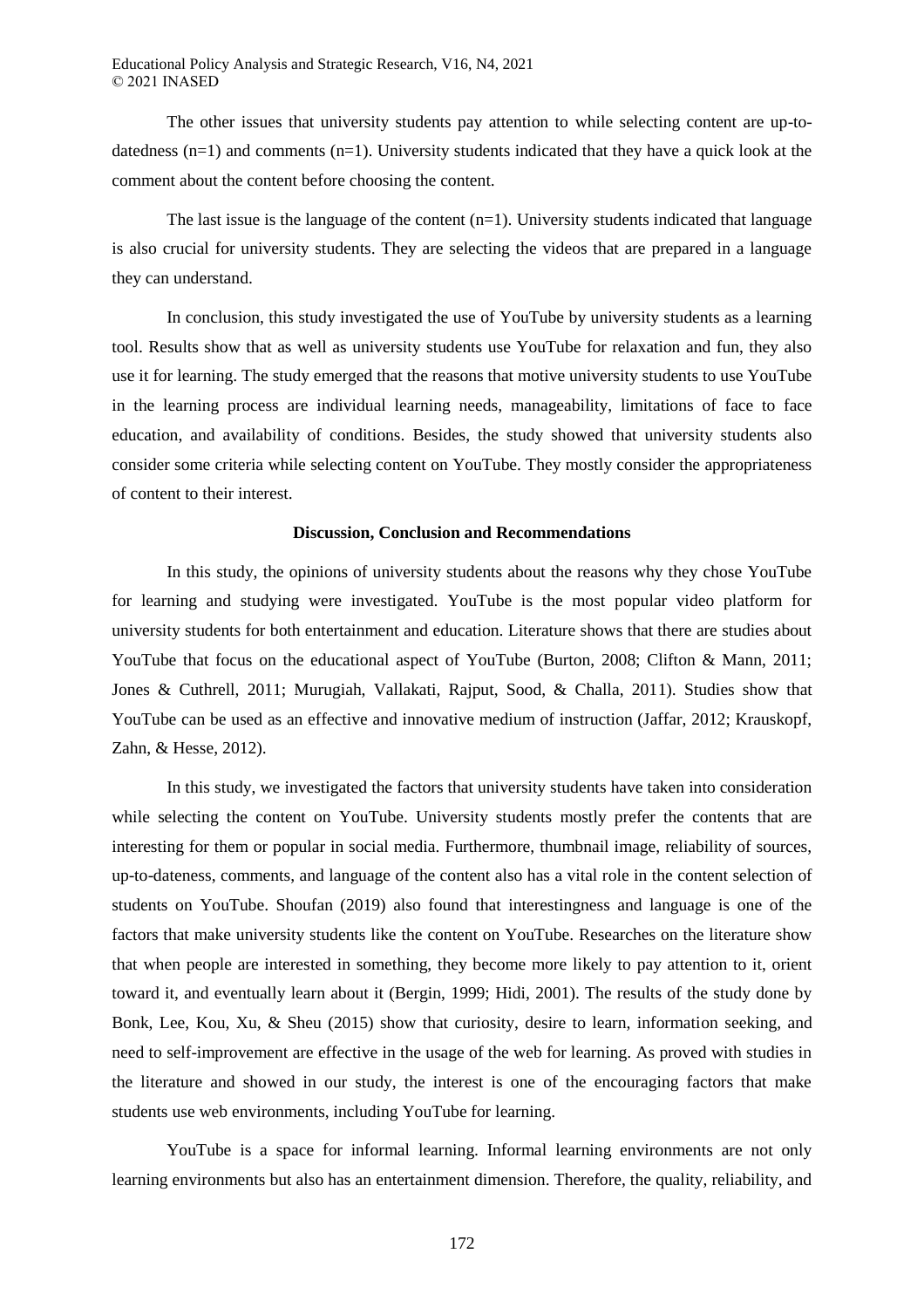The other issues that university students pay attention to while selecting content are up-to-datedness (n=1) and comments (n=1). University students indicated that they have a quick look at the comment about the content before choosing the content.

The last issue is the language of the content (n=1). University students indicated that language is also crucial for university students. They are selecting the videos that are prepared in a language they can understand.

In conclusion, this study investigated the use of YouTube by university students as a learning tool. Results show that as well as university students use YouTube for relaxation and fun, they also use it for learning. The study emerged that the reasons that motive university students to use YouTube in the learning process are individual learning needs, manageability, limitations of face to face education, and availability of conditions. Besides, the study showed that university students also consider some criteria while selecting content on YouTube. They mostly consider the appropriateness of content to their interest.

## Discussion, Conclusion and Recommendations

In this study, the opinions of university students about the reasons why they chose YouTube for learning and studying were investigated. YouTube is the most popular video platform for university students for both entertainment and education. Literature shows that there are studies about YouTube that focus on the educational aspect of YouTube (Burton, 2008; Clifton & Mann, 2011; Jones & Cuthrell, 2011; Murugiah, Vallakati, Rajput, Sood, & Challa, 2011). Studies show that YouTube can be used as an effective and innovative medium of instruction (Jaffar, 2012; Krauskopf, Zahn, & Hesse, 2012).

In this study, we investigated the factors that university students have taken into consideration while selecting the content on YouTube. University students mostly prefer the contents that are interesting for them or popular in social media. Furthermore, thumbnail image, reliability of sources, up-to-dateness, comments, and language of the content also has a vital role in the content selection of students on YouTube. Shoufan (2019) also found that interestingness and language is one of the factors that make university students like the content on YouTube. Researches on the literature show that when people are interested in something, they become more likely to pay attention to it, orient toward it, and eventually learn about it (Bergin, 1999; Hidi, 2001). The results of the study done by Bonk, Lee, Kou, Xu, & Sheu (2015) show that curiosity, desire to learn, information seeking, and need to self-improvement are effective in the usage of the web for learning. As proved with studies in the literature and showed in our study, the interest is one of the encouraging factors that make students use web environments, including YouTube for learning.

YouTube is a space for informal learning. Informal learning environments are not only learning environments but also has an entertainment dimension. Therefore, the quality, reliability, and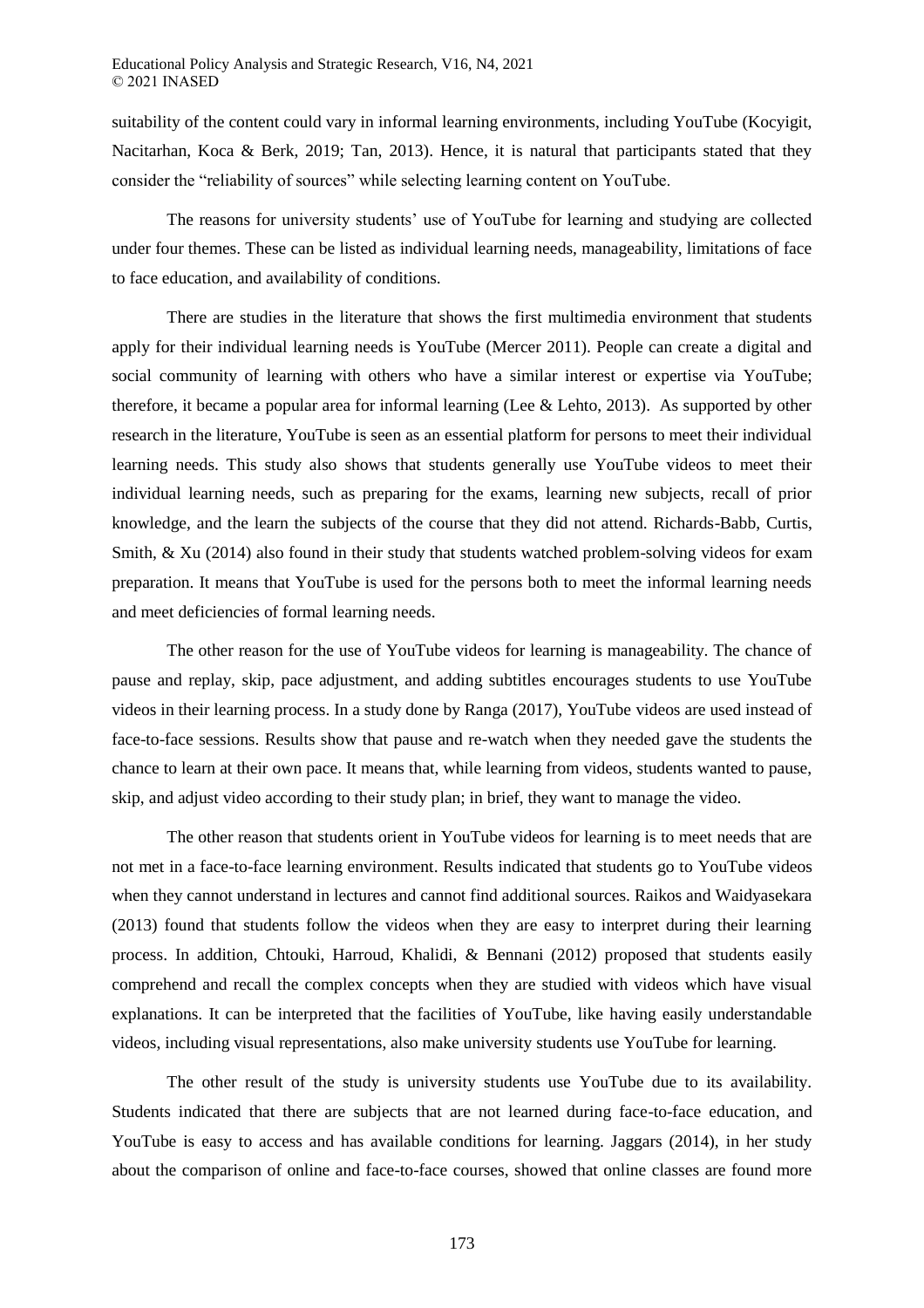suitability of the content could vary in informal learning environments, including YouTube (Kocyigit, Nacitarhan, Koca & Berk, 2019; Tan, 2013). Hence, it is natural that participants stated that they consider the "reliability of sources" while selecting learning content on YouTube.

The reasons for university students' use of YouTube for learning and studying are collected under four themes. These can be listed as individual learning needs, manageability, limitations of face to face education, and availability of conditions.

There are studies in the literature that shows the first multimedia environment that students apply for their individual learning needs is YouTube (Mercer 2011). People can create a digital and social community of learning with others who have a similar interest or expertise via YouTube; therefore, it became a popular area for informal learning (Lee & Lehto, 2013). As supported by other research in the literature, YouTube is seen as an essential platform for persons to meet their individual learning needs. This study also shows that students generally use YouTube videos to meet their individual learning needs, such as preparing for the exams, learning new subjects, recall of prior knowledge, and the learn the subjects of the course that they did not attend. Richards-Babb, Curtis, Smith, & Xu (2014) also found in their study that students watched problem-solving videos for exam preparation. It means that YouTube is used for the persons both to meet the informal learning needs and meet deficiencies of formal learning needs.

The other reason for the use of YouTube videos for learning is manageability. The chance of pause and replay, skip, pace adjustment, and adding subtitles encourages students to use YouTube videos in their learning process. In a study done by Ranga (2017), YouTube videos are used instead of face-to-face sessions. Results show that pause and re-watch when they needed gave the students the chance to learn at their own pace. It means that, while learning from videos, students wanted to pause, skip, and adjust video according to their study plan; in brief, they want to manage the video.

The other reason that students orient in YouTube videos for learning is to meet needs that are not met in a face-to-face learning environment. Results indicated that students go to YouTube videos when they cannot understand in lectures and cannot find additional sources. Raikos and Waidyasekara (2013) found that students follow the videos when they are easy to interpret during their learning process. In addition, Chtouki, Harroud, Khalidi, & Bennani (2012) proposed that students easily comprehend and recall the complex concepts when they are studied with videos which have visual explanations. It can be interpreted that the facilities of YouTube, like having easily understandable videos, including visual representations, also make university students use YouTube for learning.

The other result of the study is university students use YouTube due to its availability. Students indicated that there are subjects that are not learned during face-to-face education, and YouTube is easy to access and has available conditions for learning. Jaggars (2014), in her study about the comparison of online and face-to-face courses, showed that online classes are found more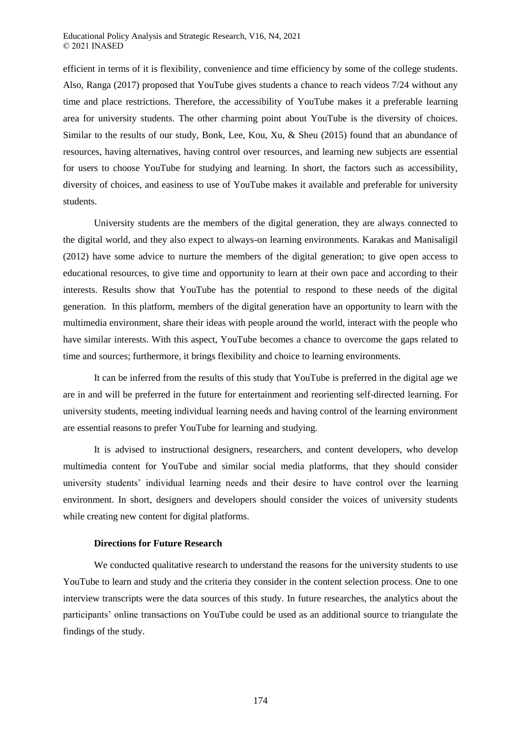efficient in terms of it is flexibility, convenience and time efficiency by some of the college students. Also, Ranga (2017) proposed that YouTube gives students a chance to reach videos 7/24 without any time and place restrictions. Therefore, the accessibility of YouTube makes it a preferable learning area for university students. The other charming point about YouTube is the diversity of choices. Similar to the results of our study, Bonk, Lee, Kou, Xu, & Sheu (2015) found that an abundance of resources, having alternatives, having control over resources, and learning new subjects are essential for users to choose YouTube for studying and learning. In short, the factors such as accessibility, diversity of choices, and easiness to use of YouTube makes it available and preferable for university students.

University students are the members of the digital generation, they are always connected to the digital world, and they also expect to always-on learning environments. Karakas and Manisaligil (2012) have some advice to nurture the members of the digital generation; to give open access to educational resources, to give time and opportunity to learn at their own pace and according to their interests. Results show that YouTube has the potential to respond to these needs of the digital generation. In this platform, members of the digital generation have an opportunity to learn with the multimedia environment, share their ideas with people around the world, interact with the people who have similar interests. With this aspect, YouTube becomes a chance to overcome the gaps related to time and sources; furthermore, it brings flexibility and choice to learning environments.

It can be inferred from the results of this study that YouTube is preferred in the digital age we are in and will be preferred in the future for entertainment and reorienting self-directed learning. For university students, meeting individual learning needs and having control of the learning environment are essential reasons to prefer YouTube for learning and studying.

It is advised to instructional designers, researchers, and content developers, who develop multimedia content for YouTube and similar social media platforms, that they should consider university students' individual learning needs and their desire to have control over the learning environment. In short, designers and developers should consider the voices of university students while creating new content for digital platforms.

**Directions for Future Research**

We conducted qualitative research to understand the reasons for the university students to use YouTube to learn and study and the criteria they consider in the content selection process. One to one interview transcripts were the data sources of this study. In future researches, the analytics about the participants' online transactions on YouTube could be used as an additional source to triangulate the findings of the study.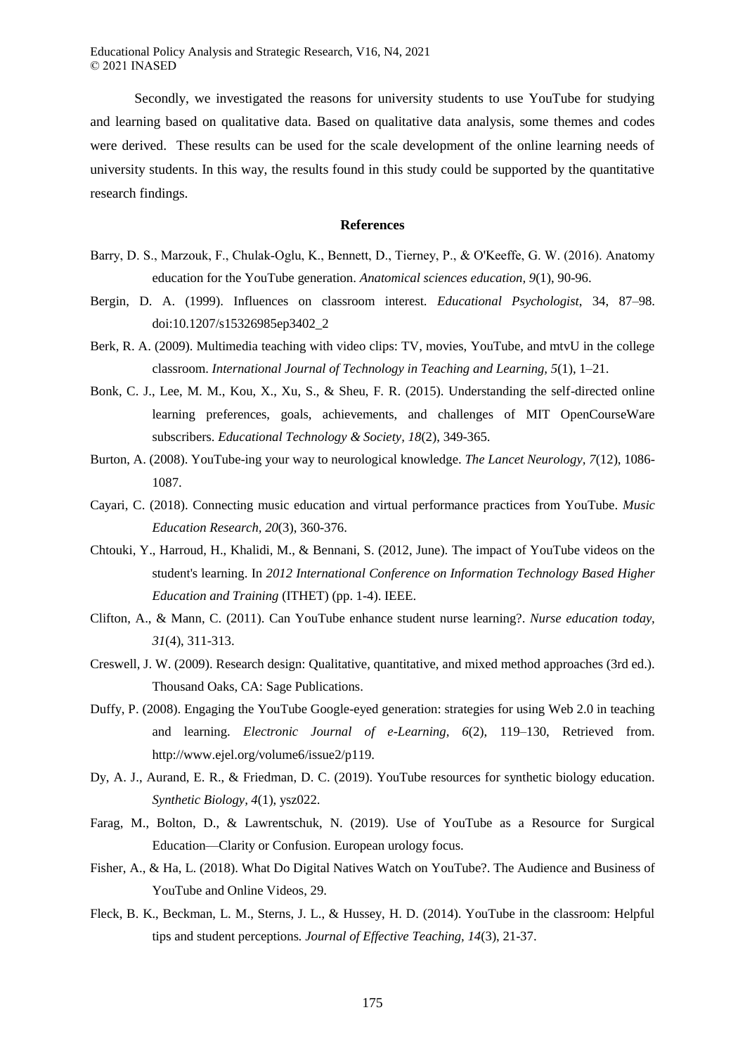Secondly, we investigated the reasons for university students to use YouTube for studying and learning based on qualitative data. Based on qualitative data analysis, some themes and codes were derived. These results can be used for the scale development of the online learning needs of university students. In this way, the results found in this study could be supported by the quantitative research findings.

## References

Barry, D. S., Marzouk, F., Chulak-Oglu, K., Bennett, D., Tierney, P., & O'Keeffe, G. W. (2016). Anatomy education for the YouTube generation. *Anatomical sciences education, 9*(1), 90-96.

Bergin, D. A. (1999). Influences on classroom interest. *Educational Psychologist*, 34, 87–98. doi:10.1207/s15326985ep3402_2

Berk, R. A. (2009). Multimedia teaching with video clips: TV, movies, YouTube, and mtvU in the college classroom. *International Journal of Technology in Teaching and Learning, 5*(1), 1–21.

Bonk, C. J., Lee, M. M., Kou, X., Xu, S., & Sheu, F. R. (2015). Understanding the self-directed online learning preferences, goals, achievements, and challenges of MIT OpenCourseWare subscribers. *Educational Technology & Society, 18*(2), 349-365.

Burton, A. (2008). YouTube-ing your way to neurological knowledge. *The Lancet Neurology, 7*(12), 1086-1087.

Cayari, C. (2018). Connecting music education and virtual performance practices from YouTube. *Music Education Research, 20*(3), 360-376.

Chtouki, Y., Harroud, H., Khalidi, M., & Bennani, S. (2012, June). The impact of YouTube videos on the student's learning. In *2012 International Conference on Information Technology Based Higher Education and Training* (ITHET) (pp. 1-4). IEEE.

Clifton, A., & Mann, C. (2011). Can YouTube enhance student nurse learning?. *Nurse education today, 31*(4), 311-313.

Creswell, J. W. (2009). Research design: Qualitative, quantitative, and mixed method approaches (3rd ed.). Thousand Oaks, CA: Sage Publications.

Duffy, P. (2008). Engaging the YouTube Google-eyed generation: strategies for using Web 2.0 in teaching and learning. *Electronic Journal of e-Learning, 6*(2), 119–130, Retrieved from. http://www.ejel.org/volume6/issue2/p119.

Dy, A. J., Aurand, E. R., & Friedman, D. C. (2019). YouTube resources for synthetic biology education. *Synthetic Biology, 4*(1), ysz022.

Farag, M., Bolton, D., & Lawrentschuk, N. (2019). Use of YouTube as a Resource for Surgical Education—Clarity or Confusion. European urology focus.

Fisher, A., & Ha, L. (2018). What Do Digital Natives Watch on YouTube?. The Audience and Business of YouTube and Online Videos, 29.

Fleck, B. K., Beckman, L. M., Sterns, J. L., & Hussey, H. D. (2014). YouTube in the classroom: Helpful tips and student perceptions. *Journal of Effective Teaching, 14*(3), 21-37.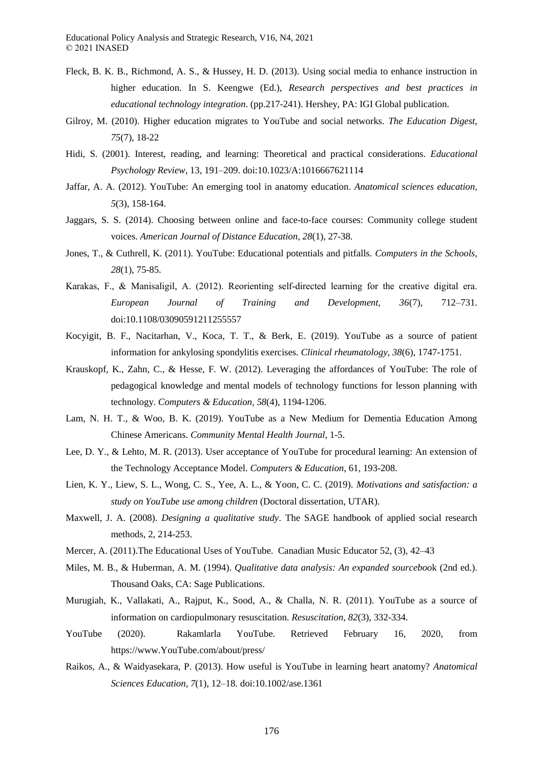Fleck, B. K. B., Richmond, A. S., & Hussey, H. D. (2013). Using social media to enhance instruction in higher education. In S. Keengwe (Ed.), *Research perspectives and best practices in educational technology integration*. (pp.217-241). Hershey, PA: IGI Global publication.

Gilroy, M. (2010). Higher education migrates to YouTube and social networks. *The Education Digest, 75*(7), 18-22

Hidi, S. (2001). Interest, reading, and learning: Theoretical and practical considerations. *Educational Psychology Review*, 13, 191–209. doi:10.1023/A:1016667621114

Jaffar, A. A. (2012). YouTube: An emerging tool in anatomy education. *Anatomical sciences education, 5*(3), 158-164.

Jaggars, S. S. (2014). Choosing between online and face-to-face courses: Community college student voices. *American Journal of Distance Education, 28*(1), 27-38.

Jones, T., & Cuthrell, K. (2011). YouTube: Educational potentials and pitfalls. *Computers in the Schools, 28*(1), 75-85.

Karakas, F., & Manisaligil, A. (2012). Reorienting self-directed learning for the creative digital era. *European Journal of Training and Development, 36*(7), 712–731. doi:10.1108/03090591211255557

Kocyigit, B. F., Nacitarhan, V., Koca, T. T., & Berk, E. (2019). YouTube as a source of patient information for ankylosing spondylitis exercises. *Clinical rheumatology, 38*(6), 1747-1751.

Krauskopf, K., Zahn, C., & Hesse, F. W. (2012). Leveraging the affordances of YouTube: The role of pedagogical knowledge and mental models of technology functions for lesson planning with technology. *Computers & Education, 58*(4), 1194-1206.

Lam, N. H. T., & Woo, B. K. (2019). YouTube as a New Medium for Dementia Education Among Chinese Americans. *Community Mental Health Journal*, 1-5.

Lee, D. Y., & Lehto, M. R. (2013). User acceptance of YouTube for procedural learning: An extension of the Technology Acceptance Model. *Computers & Education*, 61, 193-208.

Lien, K. Y., Liew, S. L., Wong, C. S., Yee, A. L., & Yoon, C. C. (2019). *Motivations and satisfaction: a study on YouTube use among children* (Doctoral dissertation, UTAR).

Maxwell, J. A. (2008). *Designing a qualitative study*. The SAGE handbook of applied social research methods, 2, 214-253.

Mercer, A. (2011).The Educational Uses of YouTube. Canadian Music Educator 52, (3), 42–43

Miles, M. B., & Huberman, A. M. (1994). *Qualitative data analysis: An expanded sourcebook* (2nd ed.). Thousand Oaks, CA: Sage Publications.

Murugiah, K., Vallakati, A., Rajput, K., Sood, A., & Challa, N. R. (2011). YouTube as a source of information on cardiopulmonary resuscitation. *Resuscitation, 82*(3), 332-334.

YouTube (2020). Rakamlarla YouTube. Retrieved February 16, 2020, from https://www.YouTube.com/about/press/

Raikos, A., & Waidyasekara, P. (2013). How useful is YouTube in learning heart anatomy? *Anatomical Sciences Education, 7*(1), 12–18. doi:10.1002/ase.1361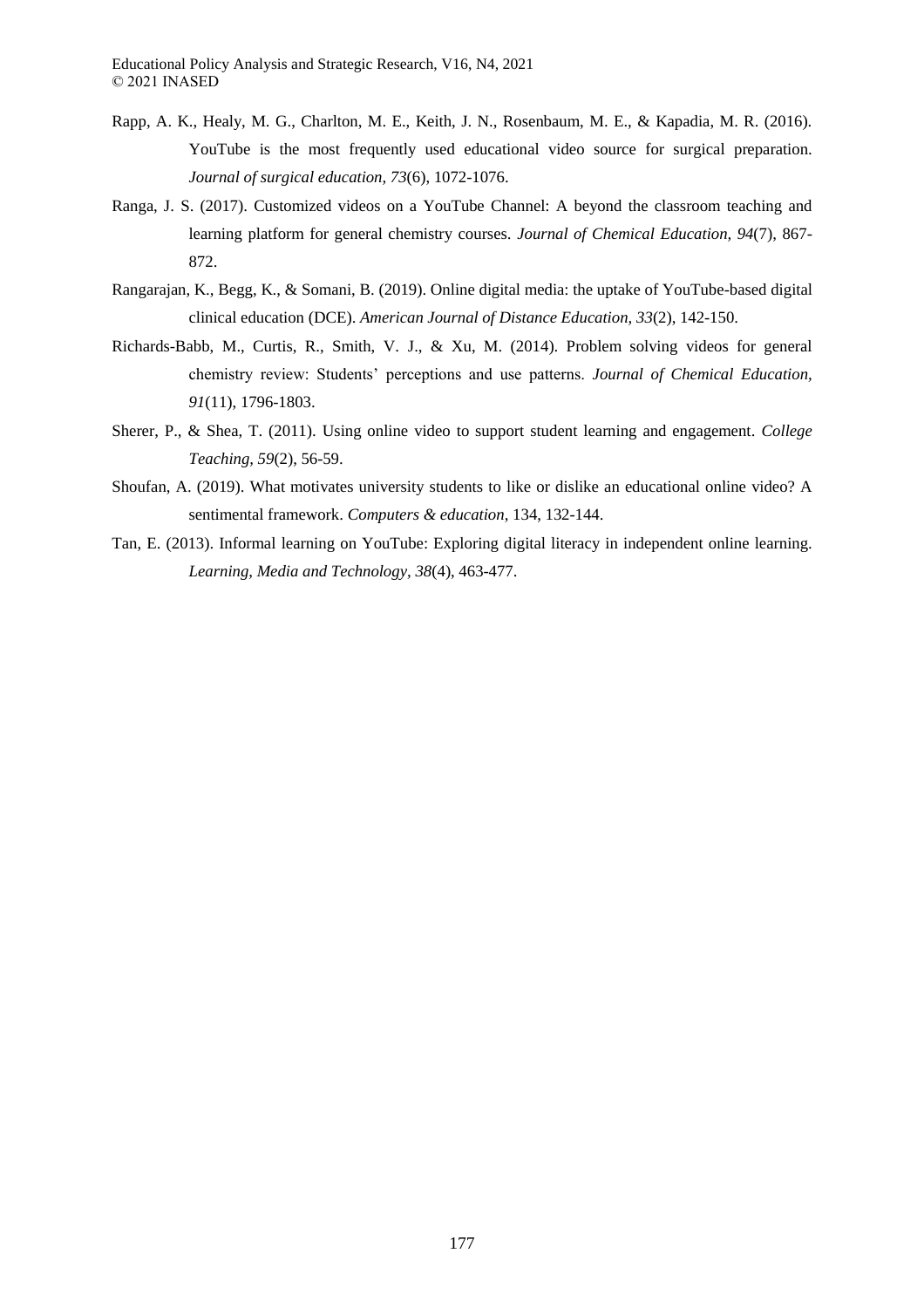Rapp, A. K., Healy, M. G., Charlton, M. E., Keith, J. N., Rosenbaum, M. E., & Kapadia, M. R. (2016). YouTube is the most frequently used educational video source for surgical preparation. *Journal of surgical education, 73*(6), 1072-1076.

Ranga, J. S. (2017). Customized videos on a YouTube Channel: A beyond the classroom teaching and learning platform for general chemistry courses. *Journal of Chemical Education, 94*(7), 867-872.

Rangarajan, K., Begg, K., & Somani, B. (2019). Online digital media: the uptake of YouTube-based digital clinical education (DCE). *American Journal of Distance Education, 33*(2), 142-150.

Richards-Babb, M., Curtis, R., Smith, V. J., & Xu, M. (2014). Problem solving videos for general chemistry review: Students' perceptions and use patterns. *Journal of Chemical Education, 91*(11), 1796-1803.

Sherer, P., & Shea, T. (2011). Using online video to support student learning and engagement. *College Teaching, 59*(2), 56-59.

Shoufan, A. (2019). What motivates university students to like or dislike an educational online video? A sentimental framework. *Computers & education*, 134, 132-144.

Tan, E. (2013). Informal learning on YouTube: Exploring digital literacy in independent online learning. *Learning, Media and Technology, 38*(4), 463-477.